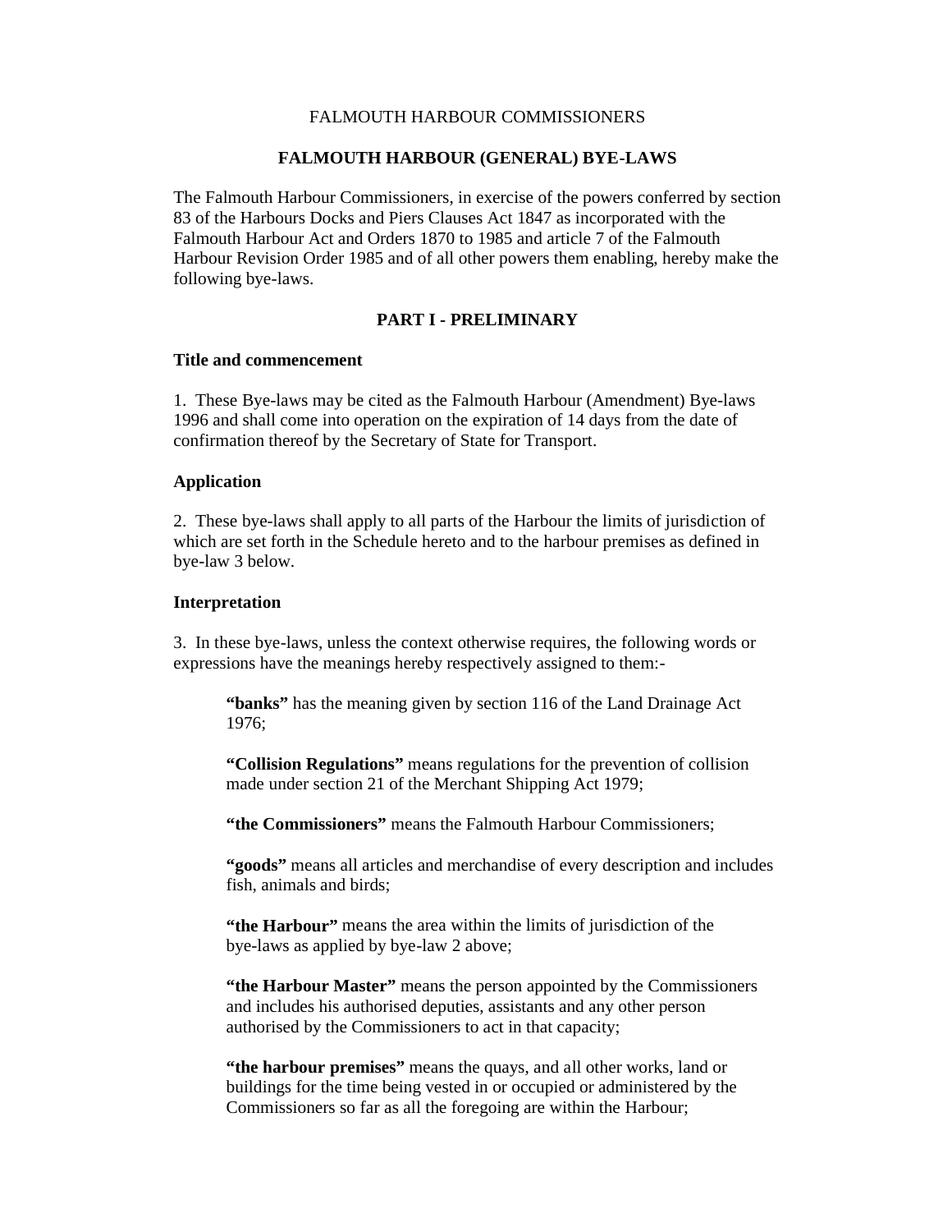FALMOUTH HARBOUR COMMISSIONERS

# FALMOUTH HARBOUR (GENERAL) BYE-LAWS

The Falmouth Harbour Commissioners, in exercise of the powers conferred by section 83 of the Harbours Docks and Piers Clauses Act 1847 as incorporated with the Falmouth Harbour Act and Orders 1870 to 1985 and article 7 of the Falmouth Harbour Revision Order 1985 and of all other powers them enabling, hereby make the following bye-laws.

## PART I - PRELIMINARY

### Title and commencement

1. These Bye-laws may be cited as the Falmouth Harbour (Amendment) Bye-laws 1996 and shall come into operation on the expiration of 14 days from the date of confirmation thereof by the Secretary of State for Transport.

### Application

2. These bye-laws shall apply to all parts of the Harbour the limits of jurisdiction of which are set forth in the Schedule hereto and to the harbour premises as defined in bye-law 3 below.

### Interpretation

3. In these bye-laws, unless the context otherwise requires, the following words or expressions have the meanings hereby respectively assigned to them:-

> **"banks"** has the meaning given by section 116 of the Land Drainage Act 1976;
>
> **"Collision Regulations"** means regulations for the prevention of collision made under section 21 of the Merchant Shipping Act 1979;
>
> **"the Commissioners"** means the Falmouth Harbour Commissioners;
>
> **"goods"** means all articles and merchandise of every description and includes fish, animals and birds;
>
> **"the Harbour"** means the area within the limits of jurisdiction of the bye-laws as applied by bye-law 2 above;
>
> **"the Harbour Master"** means the person appointed by the Commissioners and includes his authorised deputies, assistants and any other person authorised by the Commissioners to act in that capacity;
>
> **"the harbour premises"** means the quays, and all other works, land or buildings for the time being vested in or occupied or administered by the Commissioners so far as all the foregoing are within the Harbour;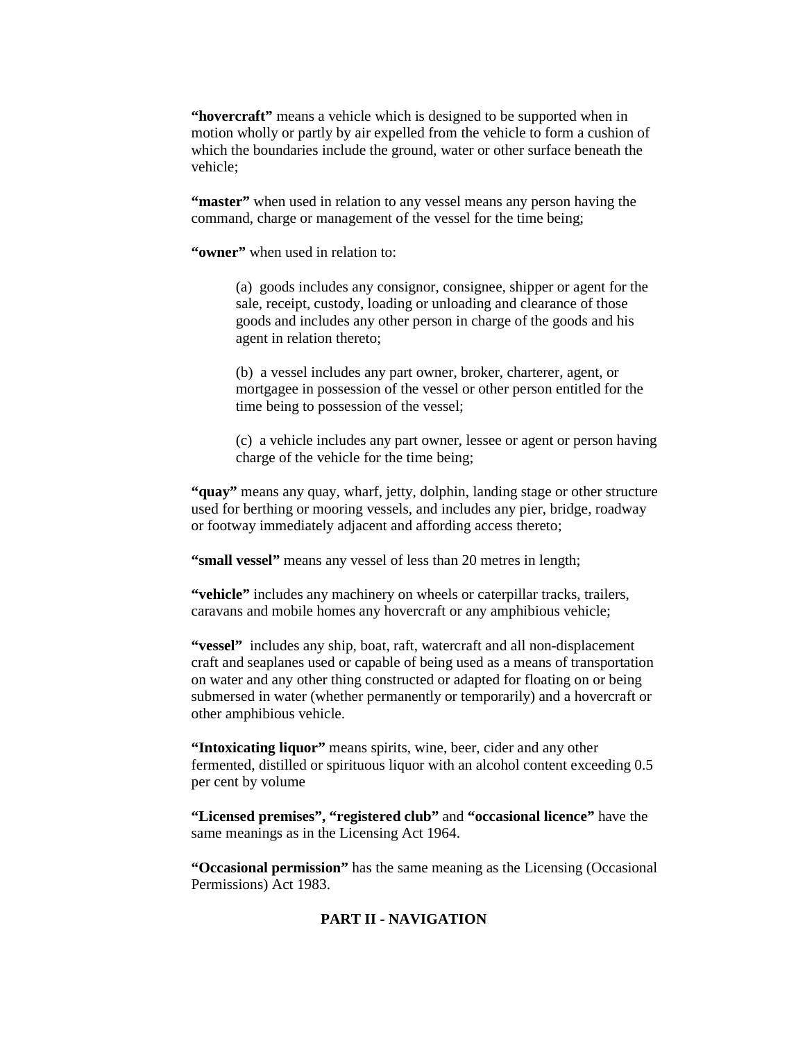**“hovercraft”** means a vehicle which is designed to be supported when in motion wholly or partly by air expelled from the vehicle to form a cushion of which the boundaries include the ground, water or other surface beneath the vehicle;

**“master”** when used in relation to any vessel means any person having the command, charge or management of the vessel for the time being;

**“owner”** when used in relation to:

> (a) goods includes any consignor, consignee, shipper or agent for the sale, receipt, custody, loading or unloading and clearance of those goods and includes any other person in charge of the goods and his agent in relation thereto;
>
> (b) a vessel includes any part owner, broker, charterer, agent, or mortgagee in possession of the vessel or other person entitled for the time being to possession of the vessel;
>
> (c) a vehicle includes any part owner, lessee or agent or person having charge of the vehicle for the time being;

**“quay”** means any quay, wharf, jetty, dolphin, landing stage or other structure used for berthing or mooring vessels, and includes any pier, bridge, roadway or footway immediately adjacent and affording access thereto;

**“small vessel”** means any vessel of less than 20 metres in length;

**“vehicle”** includes any machinery on wheels or caterpillar tracks, trailers, caravans and mobile homes any hovercraft or any amphibious vehicle;

**“vessel”** includes any ship, boat, raft, watercraft and all non-displacement craft and seaplanes used or capable of being used as a means of transportation on water and any other thing constructed or adapted for floating on or being submersed in water (whether permanently or temporarily) and a hovercraft or other amphibious vehicle.

**“Intoxicating liquor”** means spirits, wine, beer, cider and any other fermented, distilled or spirituous liquor with an alcohol content exceeding 0.5 per cent by volume

**“Licensed premises”, “registered club”** and **“occasional licence”** have the same meanings as in the Licensing Act 1964.

**“Occasional permission”** has the same meaning as the Licensing (Occasional Permissions) Act 1983.

## PART II - NAVIGATION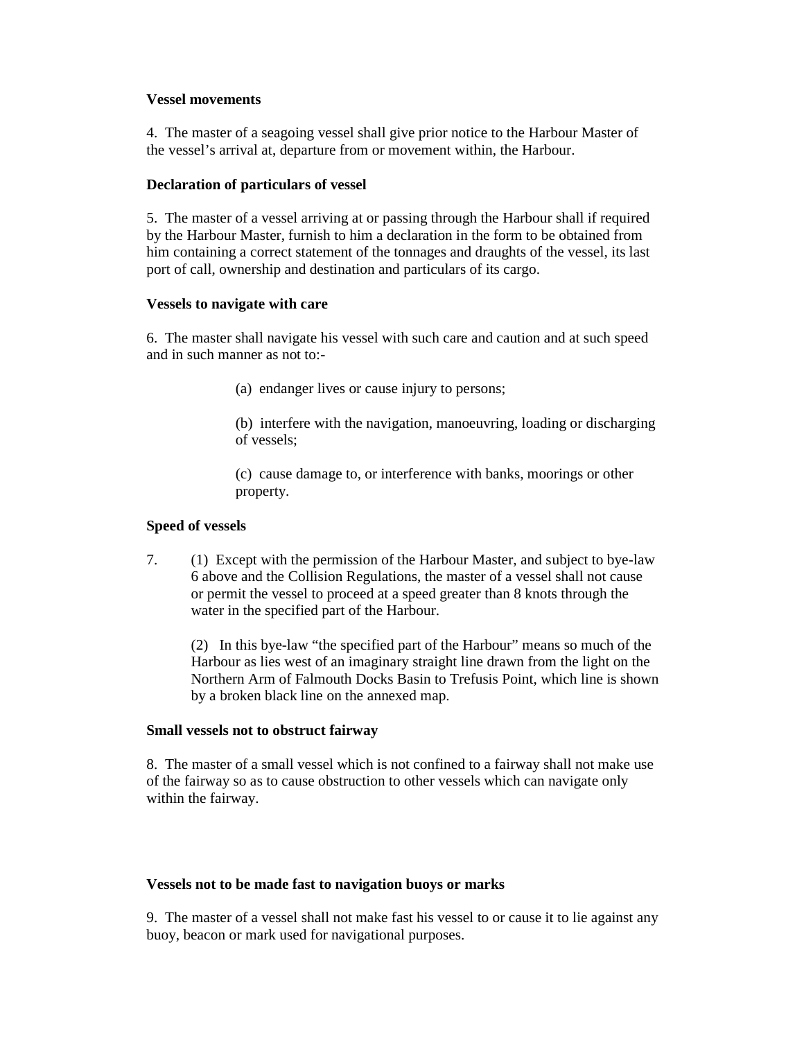**Vessel movements**

4. The master of a seagoing vessel shall give prior notice to the Harbour Master of the vessel's arrival at, departure from or movement within, the Harbour.

**Declaration of particulars of vessel**

5. The master of a vessel arriving at or passing through the Harbour shall if required by the Harbour Master, furnish to him a declaration in the form to be obtained from him containing a correct statement of the tonnages and draughts of the vessel, its last port of call, ownership and destination and particulars of its cargo.

**Vessels to navigate with care**

6. The master shall navigate his vessel with such care and caution and at such speed and in such manner as not to:-

(a) endanger lives or cause injury to persons;

(b) interfere with the navigation, manoeuvring, loading or discharging of vessels;

(c) cause damage to, or interference with banks, moorings or other property.

**Speed of vessels**

7. (1) Except with the permission of the Harbour Master, and subject to bye-law 6 above and the Collision Regulations, the master of a vessel shall not cause or permit the vessel to proceed at a speed greater than 8 knots through the water in the specified part of the Harbour.

(2) In this bye-law "the specified part of the Harbour" means so much of the Harbour as lies west of an imaginary straight line drawn from the light on the Northern Arm of Falmouth Docks Basin to Trefusis Point, which line is shown by a broken black line on the annexed map.

**Small vessels not to obstruct fairway**

8. The master of a small vessel which is not confined to a fairway shall not make use of the fairway so as to cause obstruction to other vessels which can navigate only within the fairway.

**Vessels not to be made fast to navigation buoys or marks**

9. The master of a vessel shall not make fast his vessel to or cause it to lie against any buoy, beacon or mark used for navigational purposes.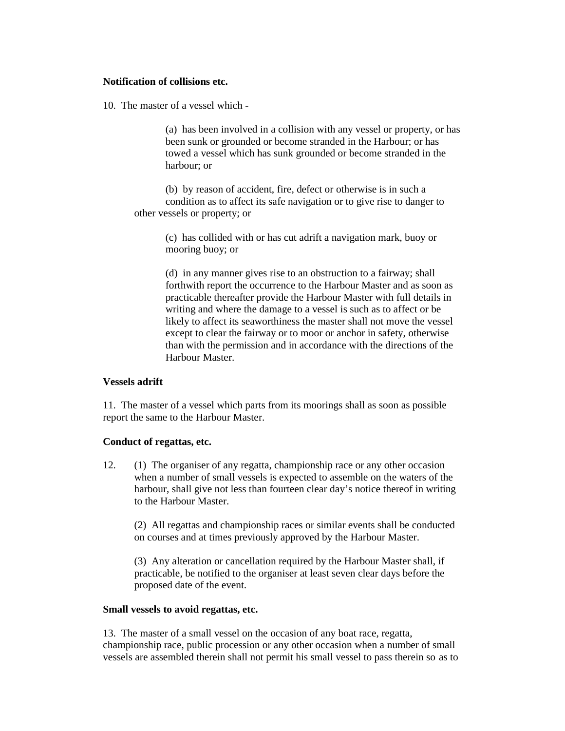**Notification of collisions etc.**

10. The master of a vessel which -

> (a) has been involved in a collision with any vessel or property, or has been sunk or grounded or become stranded in the Harbour; or has towed a vessel which has sunk grounded or become stranded in the harbour; or
>
> (b) by reason of accident, fire, defect or otherwise is in such a condition as to affect its safe navigation or to give rise to danger to other vessels or property; or
>
> (c) has collided with or has cut adrift a navigation mark, buoy or mooring buoy; or
>
> (d) in any manner gives rise to an obstruction to a fairway; shall forthwith report the occurrence to the Harbour Master and as soon as practicable thereafter provide the Harbour Master with full details in writing and where the damage to a vessel is such as to affect or be likely to affect its seaworthiness the master shall not move the vessel except to clear the fairway or to moor or anchor in safety, otherwise than with the permission and in accordance with the directions of the Harbour Master.

**Vessels adrift**

11. The master of a vessel which parts from its moorings shall as soon as possible report the same to the Harbour Master.

**Conduct of regattas, etc.**

12. (1) The organiser of any regatta, championship race or any other occasion when a number of small vessels is expected to assemble on the waters of the harbour, shall give not less than fourteen clear day's notice thereof in writing to the Harbour Master.

(2) All regattas and championship races or similar events shall be conducted on courses and at times previously approved by the Harbour Master.

(3) Any alteration or cancellation required by the Harbour Master shall, if practicable, be notified to the organiser at least seven clear days before the proposed date of the event.

**Small vessels to avoid regattas, etc.**

13. The master of a small vessel on the occasion of any boat race, regatta, championship race, public procession or any other occasion when a number of small vessels are assembled therein shall not permit his small vessel to pass therein so as to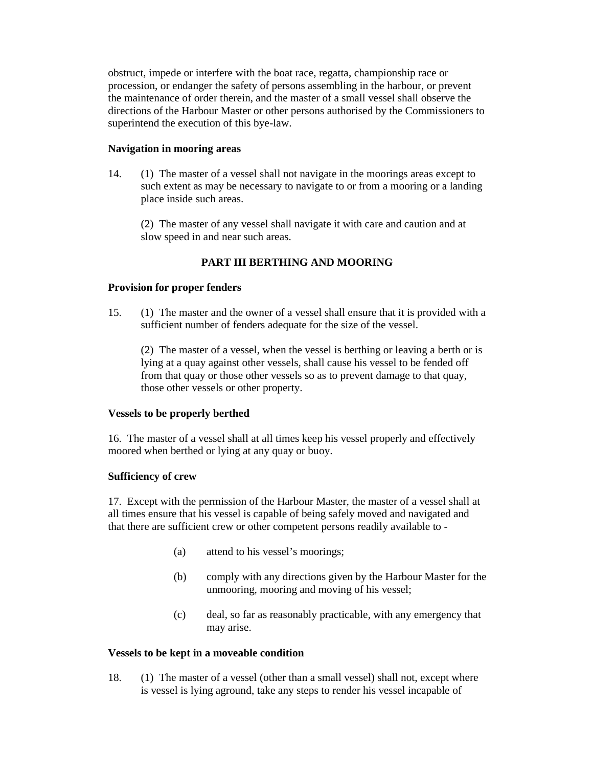obstruct, impede or interfere with the boat race, regatta, championship race or procession, or endanger the safety of persons assembling in the harbour, or prevent the maintenance of order therein, and the master of a small vessel shall observe the directions of the Harbour Master or other persons authorised by the Commissioners to superintend the execution of this bye-law.

**Navigation in mooring areas**

14. (1) The master of a vessel shall not navigate in the moorings areas except to such extent as may be necessary to navigate to or from a mooring or a landing place inside such areas.

(2) The master of any vessel shall navigate it with care and caution and at slow speed in and near such areas.

## PART III BERTHING AND MOORING

**Provision for proper fenders**

15. (1) The master and the owner of a vessel shall ensure that it is provided with a sufficient number of fenders adequate for the size of the vessel.

(2) The master of a vessel, when the vessel is berthing or leaving a berth or is lying at a quay against other vessels, shall cause his vessel to be fended off from that quay or those other vessels so as to prevent damage to that quay, those other vessels or other property.

**Vessels to be properly berthed**

16. The master of a vessel shall at all times keep his vessel properly and effectively moored when berthed or lying at any quay or buoy.

**Sufficiency of crew**

17. Except with the permission of the Harbour Master, the master of a vessel shall at all times ensure that his vessel is capable of being safely moved and navigated and that there are sufficient crew or other competent persons readily available to -

(a) attend to his vessel's moorings;

(b) comply with any directions given by the Harbour Master for the unmooring, mooring and moving of his vessel;

(c) deal, so far as reasonably practicable, with any emergency that may arise.

**Vessels to be kept in a moveable condition**

18. (1) The master of a vessel (other than a small vessel) shall not, except where is vessel is lying aground, take any steps to render his vessel incapable of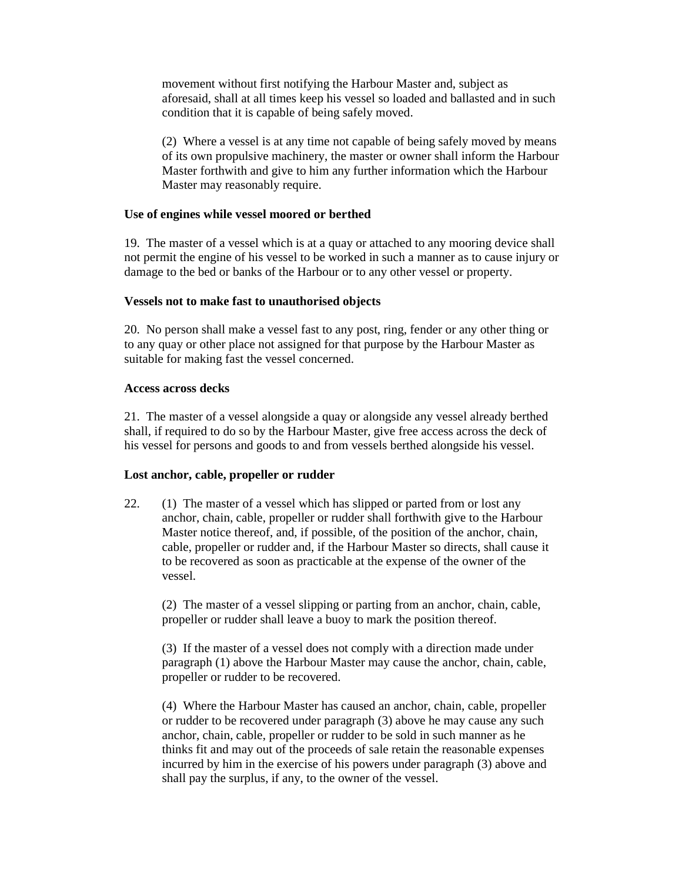movement without first notifying the Harbour Master and, subject as aforesaid, shall at all times keep his vessel so loaded and ballasted and in such condition that it is capable of being safely moved.

(2) Where a vessel is at any time not capable of being safely moved by means of its own propulsive machinery, the master or owner shall inform the Harbour Master forthwith and give to him any further information which the Harbour Master may reasonably require.

**Use of engines while vessel moored or berthed**

19. The master of a vessel which is at a quay or attached to any mooring device shall not permit the engine of his vessel to be worked in such a manner as to cause injury or damage to the bed or banks of the Harbour or to any other vessel or property.

**Vessels not to make fast to unauthorised objects**

20. No person shall make a vessel fast to any post, ring, fender or any other thing or to any quay or other place not assigned for that purpose by the Harbour Master as suitable for making fast the vessel concerned.

**Access across decks**

21. The master of a vessel alongside a quay or alongside any vessel already berthed shall, if required to do so by the Harbour Master, give free access across the deck of his vessel for persons and goods to and from vessels berthed alongside his vessel.

**Lost anchor, cable, propeller or rudder**

22. (1) The master of a vessel which has slipped or parted from or lost any anchor, chain, cable, propeller or rudder shall forthwith give to the Harbour Master notice thereof, and, if possible, of the position of the anchor, chain, cable, propeller or rudder and, if the Harbour Master so directs, shall cause it to be recovered as soon as practicable at the expense of the owner of the vessel.

(2) The master of a vessel slipping or parting from an anchor, chain, cable, propeller or rudder shall leave a buoy to mark the position thereof.

(3) If the master of a vessel does not comply with a direction made under paragraph (1) above the Harbour Master may cause the anchor, chain, cable, propeller or rudder to be recovered.

(4) Where the Harbour Master has caused an anchor, chain, cable, propeller or rudder to be recovered under paragraph (3) above he may cause any such anchor, chain, cable, propeller or rudder to be sold in such manner as he thinks fit and may out of the proceeds of sale retain the reasonable expenses incurred by him in the exercise of his powers under paragraph (3) above and shall pay the surplus, if any, to the owner of the vessel.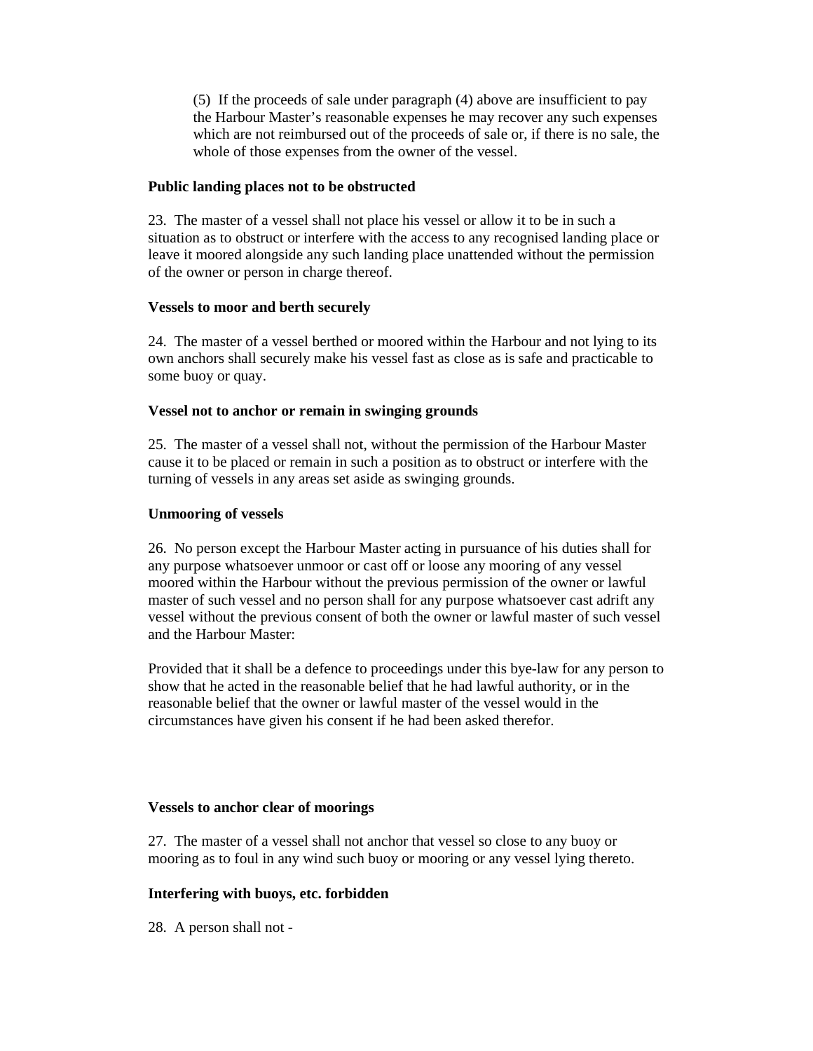(5) If the proceeds of sale under paragraph (4) above are insufficient to pay the Harbour Master's reasonable expenses he may recover any such expenses which are not reimbursed out of the proceeds of sale or, if there is no sale, the whole of those expenses from the owner of the vessel.

**Public landing places not to be obstructed**

23. The master of a vessel shall not place his vessel or allow it to be in such a situation as to obstruct or interfere with the access to any recognised landing place or leave it moored alongside any such landing place unattended without the permission of the owner or person in charge thereof.

**Vessels to moor and berth securely**

24. The master of a vessel berthed or moored within the Harbour and not lying to its own anchors shall securely make his vessel fast as close as is safe and practicable to some buoy or quay.

**Vessel not to anchor or remain in swinging grounds**

25. The master of a vessel shall not, without the permission of the Harbour Master cause it to be placed or remain in such a position as to obstruct or interfere with the turning of vessels in any areas set aside as swinging grounds.

**Unmooring of vessels**

26. No person except the Harbour Master acting in pursuance of his duties shall for any purpose whatsoever unmoor or cast off or loose any mooring of any vessel moored within the Harbour without the previous permission of the owner or lawful master of such vessel and no person shall for any purpose whatsoever cast adrift any vessel without the previous consent of both the owner or lawful master of such vessel and the Harbour Master:

Provided that it shall be a defence to proceedings under this bye-law for any person to show that he acted in the reasonable belief that he had lawful authority, or in the reasonable belief that the owner or lawful master of the vessel would in the circumstances have given his consent if he had been asked therefor.

**Vessels to anchor clear of moorings**

27. The master of a vessel shall not anchor that vessel so close to any buoy or mooring as to foul in any wind such buoy or mooring or any vessel lying thereto.

**Interfering with buoys, etc. forbidden**

28. A person shall not -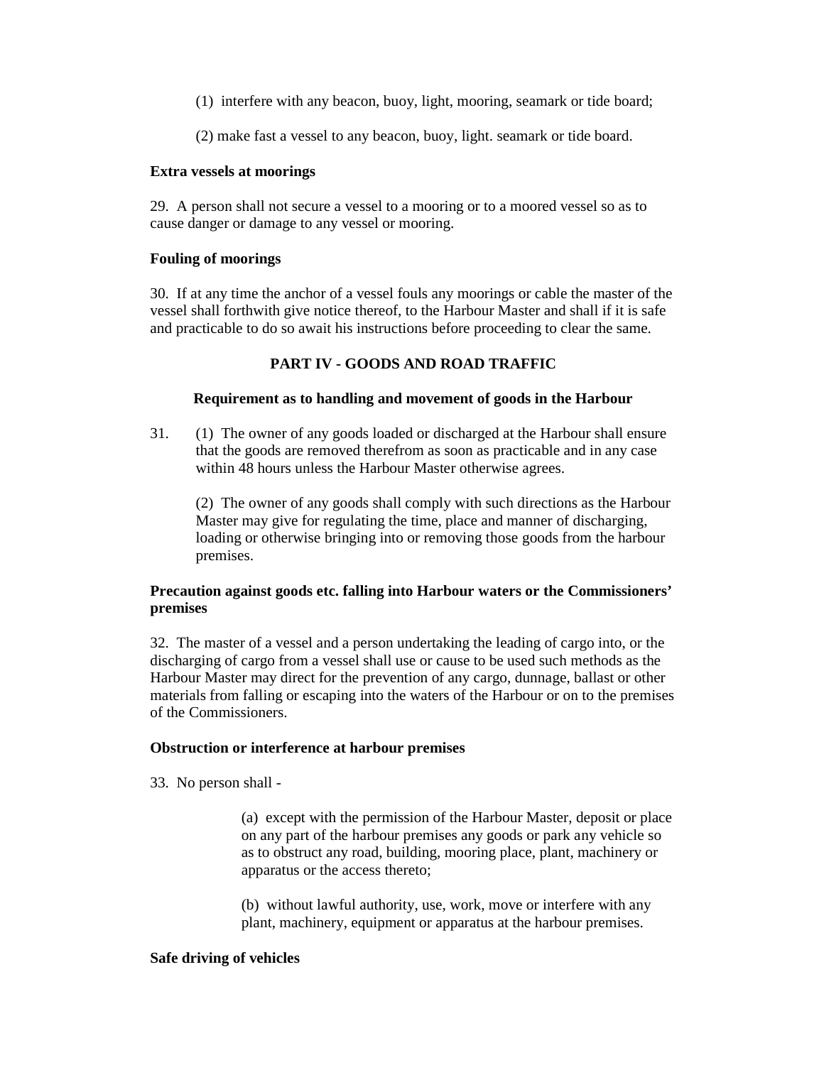(1) interfere with any beacon, buoy, light, mooring, seamark or tide board;

(2) make fast a vessel to any beacon, buoy, light. seamark or tide board.

**Extra vessels at moorings**

29. A person shall not secure a vessel to a mooring or to a moored vessel so as to cause danger or damage to any vessel or mooring.

**Fouling of moorings**

30. If at any time the anchor of a vessel fouls any moorings or cable the master of the vessel shall forthwith give notice thereof, to the Harbour Master and shall if it is safe and practicable to do so await his instructions before proceeding to clear the same.

## PART IV - GOODS AND ROAD TRAFFIC

**Requirement as to handling and movement of goods in the Harbour**

31. (1) The owner of any goods loaded or discharged at the Harbour shall ensure that the goods are removed therefrom as soon as practicable and in any case within 48 hours unless the Harbour Master otherwise agrees.

(2) The owner of any goods shall comply with such directions as the Harbour Master may give for regulating the time, place and manner of discharging, loading or otherwise bringing into or removing those goods from the harbour premises.

**Precaution against goods etc. falling into Harbour waters or the Commissioners' premises**

32. The master of a vessel and a person undertaking the leading of cargo into, or the discharging of cargo from a vessel shall use or cause to be used such methods as the Harbour Master may direct for the prevention of any cargo, dunnage, ballast or other materials from falling or escaping into the waters of the Harbour or on to the premises of the Commissioners.

**Obstruction or interference at harbour premises**

33. No person shall -

(a) except with the permission of the Harbour Master, deposit or place on any part of the harbour premises any goods or park any vehicle so as to obstruct any road, building, mooring place, plant, machinery or apparatus or the access thereto;

(b) without lawful authority, use, work, move or interfere with any plant, machinery, equipment or apparatus at the harbour premises.

**Safe driving of vehicles**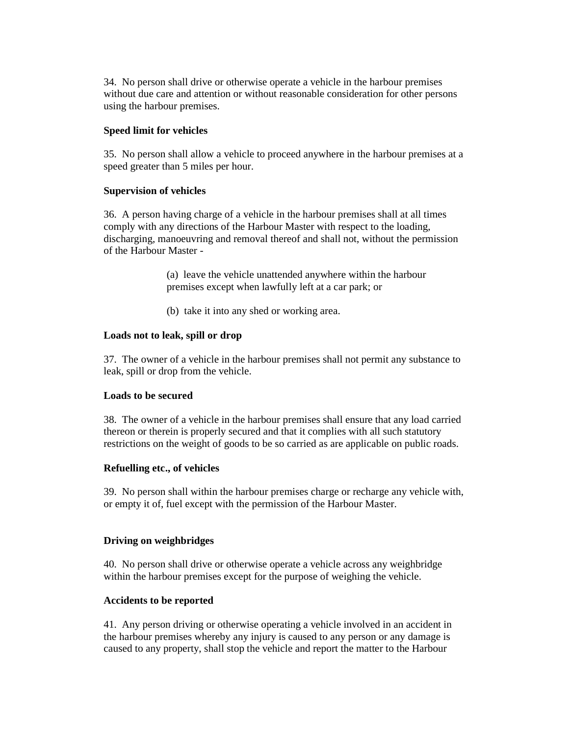34.  No person shall drive or otherwise operate a vehicle in the harbour premises without due care and attention or without reasonable consideration for other persons using the harbour premises.

**Speed limit for vehicles**

35.  No person shall allow a vehicle to proceed anywhere in the harbour premises at a speed greater than 5 miles per hour.

**Supervision of vehicles**

36.  A person having charge of a vehicle in the harbour premises shall at all times comply with any directions of the Harbour Master with respect to the loading, discharging, manoeuvring and removal thereof and shall not, without the permission of the Harbour Master -

> (a)  leave the vehicle unattended anywhere within the harbour premises except when lawfully left at a car park; or
>
> (b)  take it into any shed or working area.

**Loads not to leak, spill or drop**

37.  The owner of a vehicle in the harbour premises shall not permit any substance to leak, spill or drop from the vehicle.

**Loads to be secured**

38.  The owner of a vehicle in the harbour premises shall ensure that any load carried thereon or therein is properly secured and that it complies with all such statutory restrictions on the weight of goods to be so carried as are applicable on public roads.

**Refuelling etc., of vehicles**

39.  No person shall within the harbour premises charge or recharge any vehicle with, or empty it of, fuel except with the permission of the Harbour Master.

**Driving on weighbridges**

40.  No person shall drive or otherwise operate a vehicle across any weighbridge within the harbour premises except for the purpose of weighing the vehicle.

**Accidents to be reported**

41.  Any person driving or otherwise operating a vehicle involved in an accident in the harbour premises whereby any injury is caused to any person or any damage is caused to any property, shall stop the vehicle and report the matter to the Harbour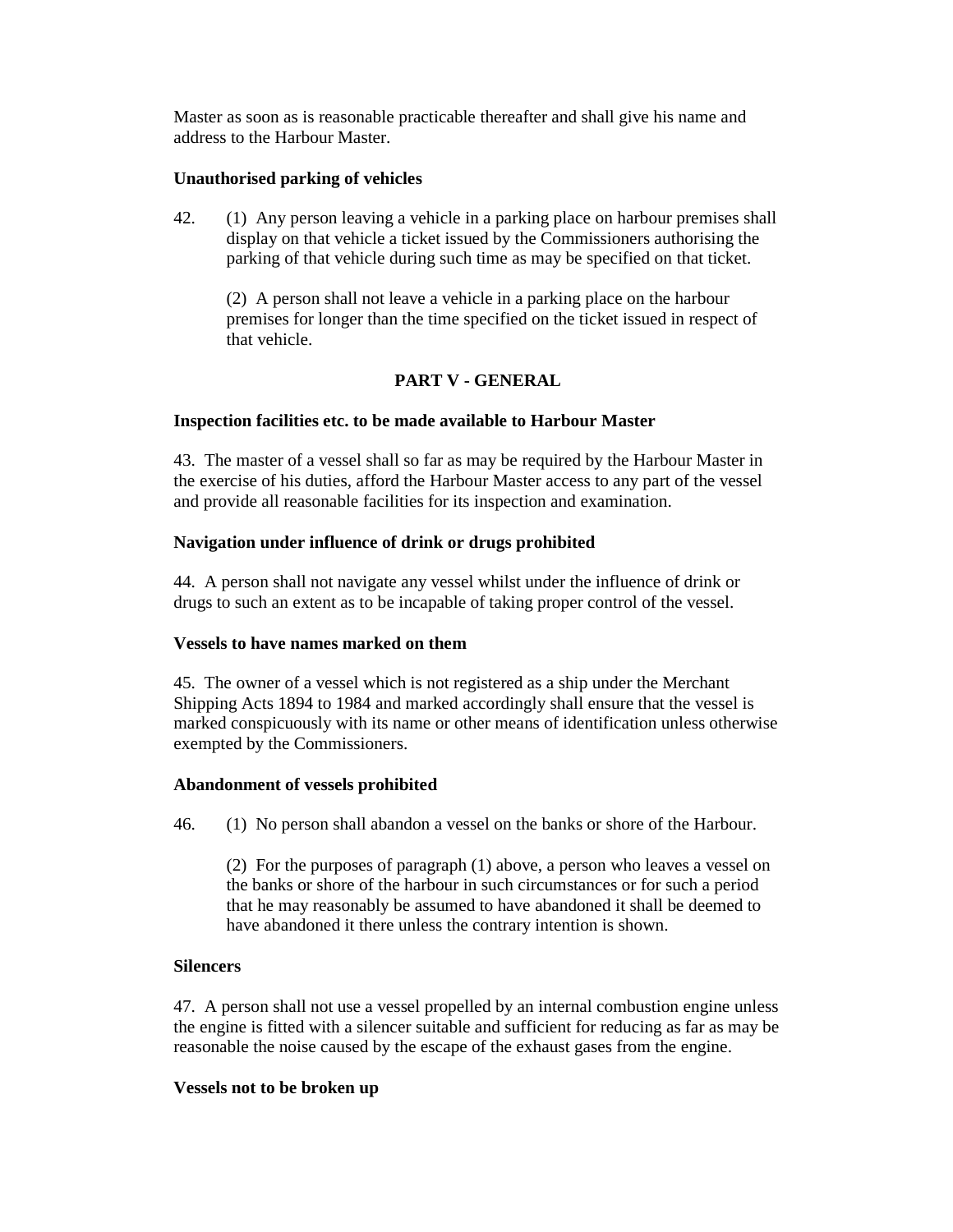Master as soon as is reasonable practicable thereafter and shall give his name and address to the Harbour Master.

**Unauthorised parking of vehicles**

42. (1) Any person leaving a vehicle in a parking place on harbour premises shall display on that vehicle a ticket issued by the Commissioners authorising the parking of that vehicle during such time as may be specified on that ticket.

(2) A person shall not leave a vehicle in a parking place on the harbour premises for longer than the time specified on the ticket issued in respect of that vehicle.

## PART V - GENERAL

**Inspection facilities etc. to be made available to Harbour Master**

43. The master of a vessel shall so far as may be required by the Harbour Master in the exercise of his duties, afford the Harbour Master access to any part of the vessel and provide all reasonable facilities for its inspection and examination.

**Navigation under influence of drink or drugs prohibited**

44. A person shall not navigate any vessel whilst under the influence of drink or drugs to such an extent as to be incapable of taking proper control of the vessel.

**Vessels to have names marked on them**

45. The owner of a vessel which is not registered as a ship under the Merchant Shipping Acts 1894 to 1984 and marked accordingly shall ensure that the vessel is marked conspicuously with its name or other means of identification unless otherwise exempted by the Commissioners.

**Abandonment of vessels prohibited**

46. (1) No person shall abandon a vessel on the banks or shore of the Harbour.

(2) For the purposes of paragraph (1) above, a person who leaves a vessel on the banks or shore of the harbour in such circumstances or for such a period that he may reasonably be assumed to have abandoned it shall be deemed to have abandoned it there unless the contrary intention is shown.

**Silencers**

47. A person shall not use a vessel propelled by an internal combustion engine unless the engine is fitted with a silencer suitable and sufficient for reducing as far as may be reasonable the noise caused by the escape of the exhaust gases from the engine.

**Vessels not to be broken up**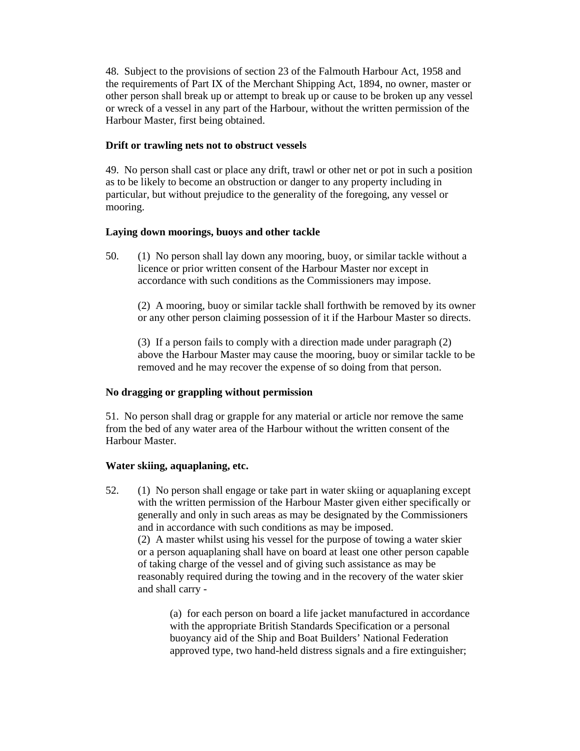48. Subject to the provisions of section 23 of the Falmouth Harbour Act, 1958 and the requirements of Part IX of the Merchant Shipping Act, 1894, no owner, master or other person shall break up or attempt to break up or cause to be broken up any vessel or wreck of a vessel in any part of the Harbour, without the written permission of the Harbour Master, first being obtained.

**Drift or trawling nets not to obstruct vessels**

49. No person shall cast or place any drift, trawl or other net or pot in such a position as to be likely to become an obstruction or danger to any property including in particular, but without prejudice to the generality of the foregoing, any vessel or mooring.

**Laying down moorings, buoys and other tackle**

50. (1) No person shall lay down any mooring, buoy, or similar tackle without a licence or prior written consent of the Harbour Master nor except in accordance with such conditions as the Commissioners may impose.

(2) A mooring, buoy or similar tackle shall forthwith be removed by its owner or any other person claiming possession of it if the Harbour Master so directs.

(3) If a person fails to comply with a direction made under paragraph (2) above the Harbour Master may cause the mooring, buoy or similar tackle to be removed and he may recover the expense of so doing from that person.

**No dragging or grappling without permission**

51. No person shall drag or grapple for any material or article nor remove the same from the bed of any water area of the Harbour without the written consent of the Harbour Master.

**Water skiing, aquaplaning, etc.**

52. (1) No person shall engage or take part in water skiing or aquaplaning except with the written permission of the Harbour Master given either specifically or generally and only in such areas as may be designated by the Commissioners and in accordance with such conditions as may be imposed.
(2) A master whilst using his vessel for the purpose of towing a water skier or a person aquaplaning shall have on board at least one other person capable of taking charge of the vessel and of giving such assistance as may be reasonably required during the towing and in the recovery of the water skier and shall carry -

(a) for each person on board a life jacket manufactured in accordance with the appropriate British Standards Specification or a personal buoyancy aid of the Ship and Boat Builders' National Federation approved type, two hand-held distress signals and a fire extinguisher;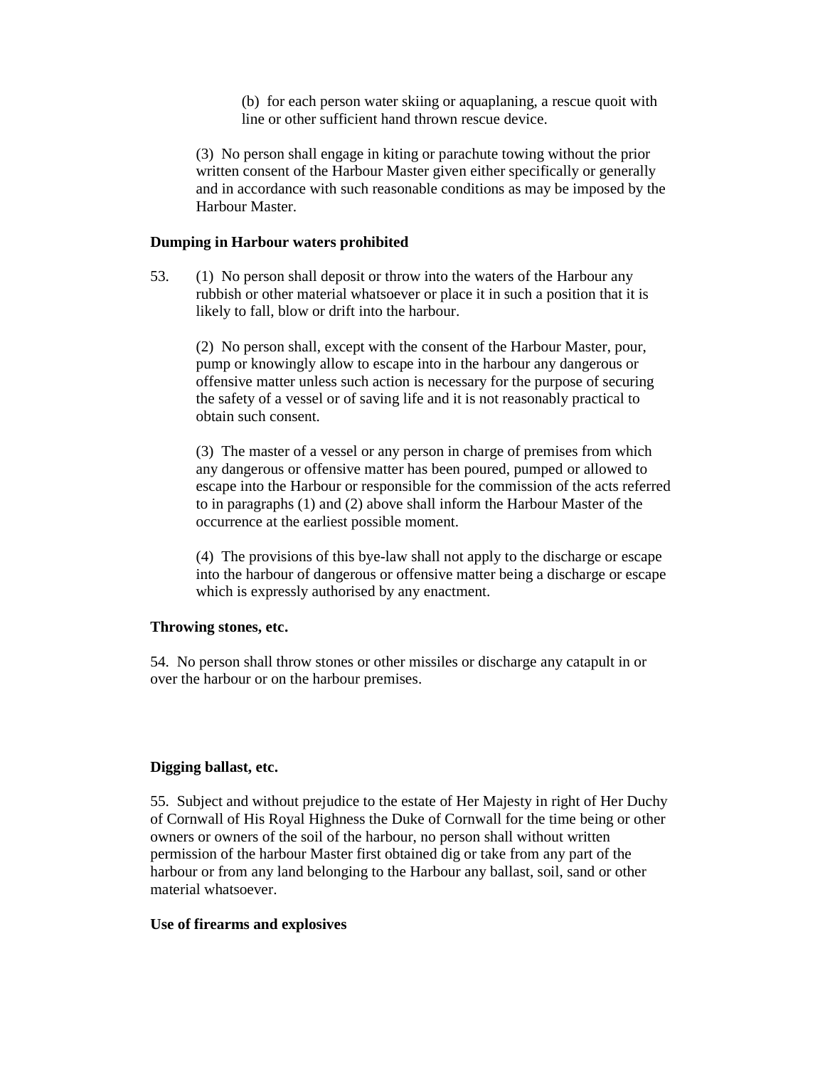(b) for each person water skiing or aquaplaning, a rescue quoit with line or other sufficient hand thrown rescue device.

(3) No person shall engage in kiting or parachute towing without the prior written consent of the Harbour Master given either specifically or generally and in accordance with such reasonable conditions as may be imposed by the Harbour Master.

**Dumping in Harbour waters prohibited**

53. (1) No person shall deposit or throw into the waters of the Harbour any rubbish or other material whatsoever or place it in such a position that it is likely to fall, blow or drift into the harbour.

(2) No person shall, except with the consent of the Harbour Master, pour, pump or knowingly allow to escape into in the harbour any dangerous or offensive matter unless such action is necessary for the purpose of securing the safety of a vessel or of saving life and it is not reasonably practical to obtain such consent.

(3) The master of a vessel or any person in charge of premises from which any dangerous or offensive matter has been poured, pumped or allowed to escape into the Harbour or responsible for the commission of the acts referred to in paragraphs (1) and (2) above shall inform the Harbour Master of the occurrence at the earliest possible moment.

(4) The provisions of this bye-law shall not apply to the discharge or escape into the harbour of dangerous or offensive matter being a discharge or escape which is expressly authorised by any enactment.

**Throwing stones, etc.**

54. No person shall throw stones or other missiles or discharge any catapult in or over the harbour or on the harbour premises.

**Digging ballast, etc.**

55. Subject and without prejudice to the estate of Her Majesty in right of Her Duchy of Cornwall of His Royal Highness the Duke of Cornwall for the time being or other owners or owners of the soil of the harbour, no person shall without written permission of the harbour Master first obtained dig or take from any part of the harbour or from any land belonging to the Harbour any ballast, soil, sand or other material whatsoever.

**Use of firearms and explosives**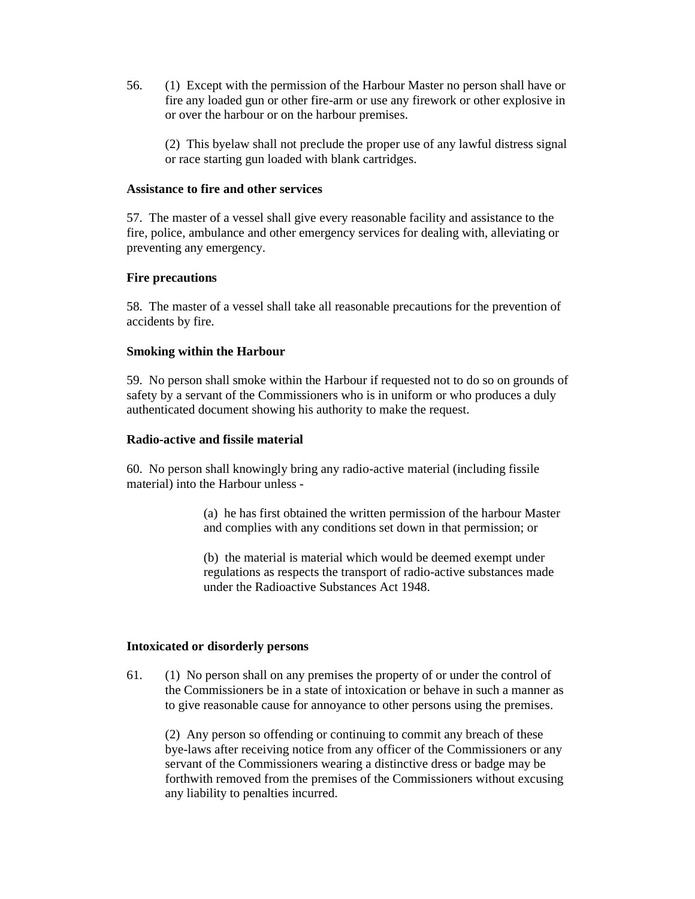56. (1) Except with the permission of the Harbour Master no person shall have or fire any loaded gun or other fire-arm or use any firework or other explosive in or over the harbour or on the harbour premises.

(2) This byelaw shall not preclude the proper use of any lawful distress signal or race starting gun loaded with blank cartridges.

**Assistance to fire and other services**

57. The master of a vessel shall give every reasonable facility and assistance to the fire, police, ambulance and other emergency services for dealing with, alleviating or preventing any emergency.

**Fire precautions**

58. The master of a vessel shall take all reasonable precautions for the prevention of accidents by fire.

**Smoking within the Harbour**

59. No person shall smoke within the Harbour if requested not to do so on grounds of safety by a servant of the Commissioners who is in uniform or who produces a duly authenticated document showing his authority to make the request.

**Radio-active and fissile material**

60. No person shall knowingly bring any radio-active material (including fissile material) into the Harbour unless -

(a) he has first obtained the written permission of the harbour Master and complies with any conditions set down in that permission; or

(b) the material is material which would be deemed exempt under regulations as respects the transport of radio-active substances made under the Radioactive Substances Act 1948.

**Intoxicated or disorderly persons**

61. (1) No person shall on any premises the property of or under the control of the Commissioners be in a state of intoxication or behave in such a manner as to give reasonable cause for annoyance to other persons using the premises.

(2) Any person so offending or continuing to commit any breach of these bye-laws after receiving notice from any officer of the Commissioners or any servant of the Commissioners wearing a distinctive dress or badge may be forthwith removed from the premises of the Commissioners without excusing any liability to penalties incurred.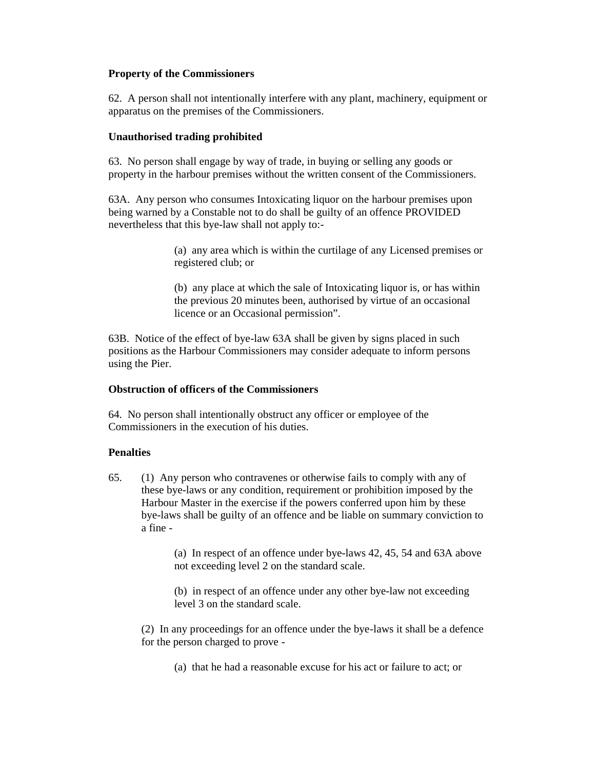**Property of the Commissioners**

62.  A person shall not intentionally interfere with any plant, machinery, equipment or apparatus on the premises of the Commissioners.

**Unauthorised trading prohibited**

63.  No person shall engage by way of trade, in buying or selling any goods or property in the harbour premises without the written consent of the Commissioners.

63A.  Any person who consumes Intoxicating liquor on the harbour premises upon being warned by a Constable not to do shall be guilty of an offence PROVIDED nevertheless that this bye-law shall not apply to:-

> (a)  any area which is within the curtilage of any Licensed premises or registered club; or
>
> (b)  any place at which the sale of Intoxicating liquor is, or has within the previous 20 minutes been, authorised by virtue of an occasional licence or an Occasional permission".

63B.  Notice of the effect of bye-law 63A shall be given by signs placed in such positions as the Harbour Commissioners may consider adequate to inform persons using the Pier.

**Obstruction of officers of the Commissioners**

64.  No person shall intentionally obstruct any officer or employee of the Commissioners in the execution of his duties.

**Penalties**

65. (1)  Any person who contravenes or otherwise fails to comply with any of these bye-laws or any condition, requirement or prohibition imposed by the Harbour Master in the exercise if the powers conferred upon him by these bye-laws shall be guilty of an offence and be liable on summary conviction to a fine -

> (a)  In respect of an offence under bye-laws 42, 45, 54 and 63A above not exceeding level 2 on the standard scale.
>
> (b)  in respect of an offence under any other bye-law not exceeding level 3 on the standard scale.

(2)  In any proceedings for an offence under the bye-laws it shall be a defence for the person charged to prove -

> (a)  that he had a reasonable excuse for his act or failure to act; or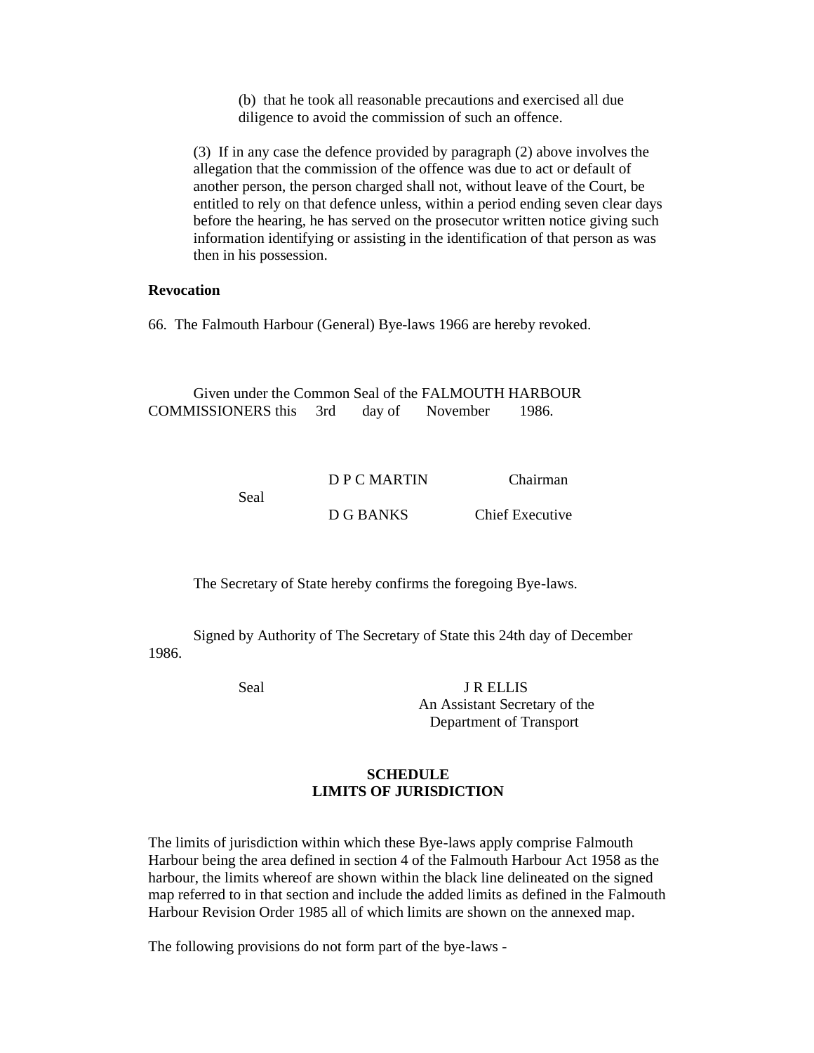(b) that he took all reasonable precautions and exercised all due diligence to avoid the commission of such an offence.

(3) If in any case the defence provided by paragraph (2) above involves the allegation that the commission of the offence was due to act or default of another person, the person charged shall not, without leave of the Court, be entitled to rely on that defence unless, within a period ending seven clear days before the hearing, he has served on the prosecutor written notice giving such information identifying or assisting in the identification of that person as was then in his possession.

**Revocation**

66. The Falmouth Harbour (General) Bye-laws 1966 are hereby revoked.

Given under the Common Seal of the FALMOUTH HARBOUR COMMISSIONERS this 3rd day of November 1986.

Seal

D P C MARTIN Chairman

D G BANKS Chief Executive

The Secretary of State hereby confirms the foregoing Bye-laws.

Signed by Authority of The Secretary of State this 24th day of December 1986.

Seal

J R ELLIS
An Assistant Secretary of the
Department of Transport

## SCHEDULE
## LIMITS OF JURISDICTION

The limits of jurisdiction within which these Bye-laws apply comprise Falmouth Harbour being the area defined in section 4 of the Falmouth Harbour Act 1958 as the harbour, the limits whereof are shown within the black line delineated on the signed map referred to in that section and include the added limits as defined in the Falmouth Harbour Revision Order 1985 all of which limits are shown on the annexed map.

The following provisions do not form part of the bye-laws -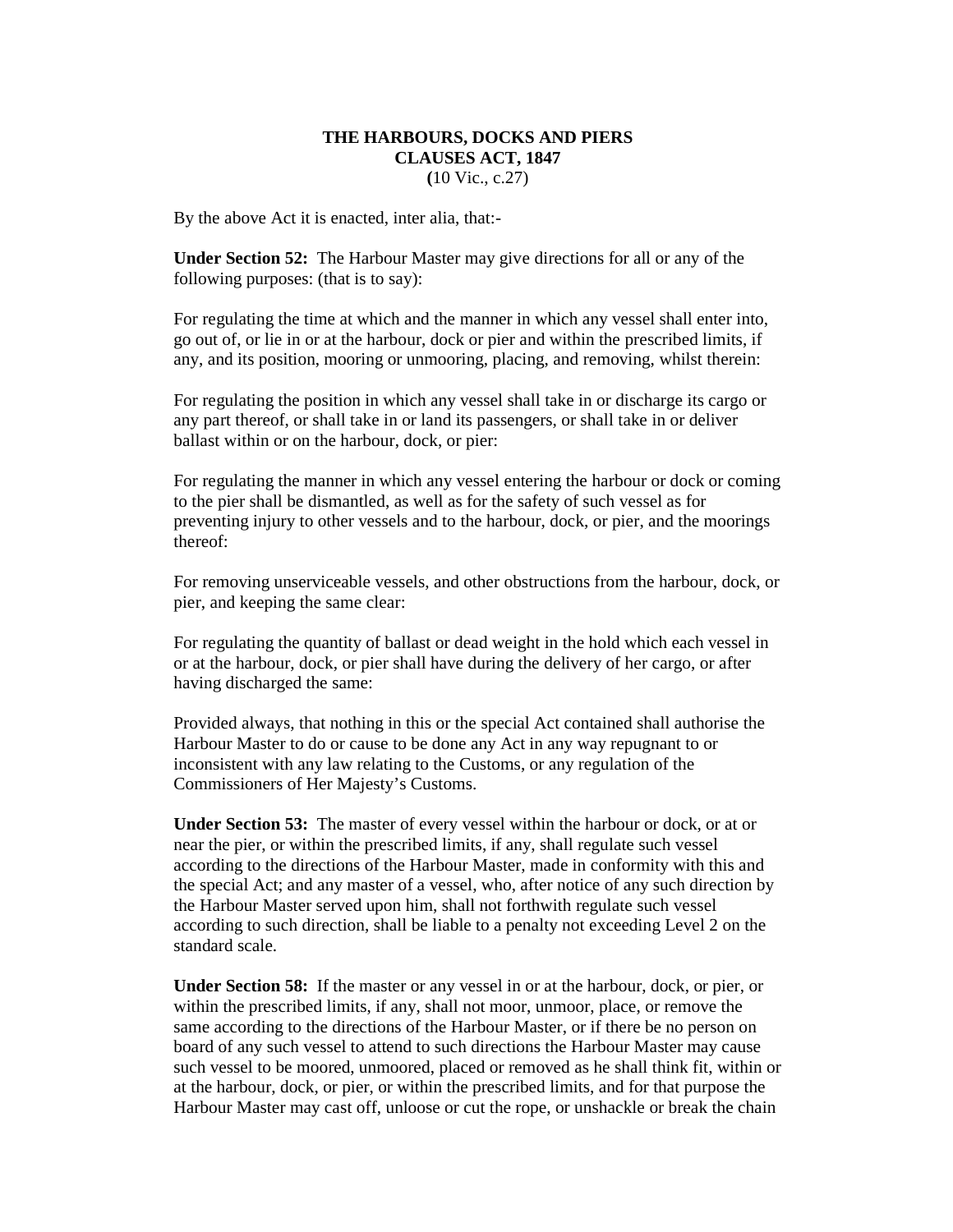**THE HARBOURS, DOCKS AND PIERS CLAUSES ACT, 1847**
**(**10 Vic., c.27)

By the above Act it is enacted, inter alia, that:-

**Under Section 52:** The Harbour Master may give directions for all or any of the following purposes: (that is to say):

For regulating the time at which and the manner in which any vessel shall enter into, go out of, or lie in or at the harbour, dock or pier and within the prescribed limits, if any, and its position, mooring or unmooring, placing, and removing, whilst therein:

For regulating the position in which any vessel shall take in or discharge its cargo or any part thereof, or shall take in or land its passengers, or shall take in or deliver ballast within or on the harbour, dock, or pier:

For regulating the manner in which any vessel entering the harbour or dock or coming to the pier shall be dismantled, as well as for the safety of such vessel as for preventing injury to other vessels and to the harbour, dock, or pier, and the moorings thereof:

For removing unserviceable vessels, and other obstructions from the harbour, dock, or pier, and keeping the same clear:

For regulating the quantity of ballast or dead weight in the hold which each vessel in or at the harbour, dock, or pier shall have during the delivery of her cargo, or after having discharged the same:

Provided always, that nothing in this or the special Act contained shall authorise the Harbour Master to do or cause to be done any Act in any way repugnant to or inconsistent with any law relating to the Customs, or any regulation of the Commissioners of Her Majesty's Customs.

**Under Section 53:** The master of every vessel within the harbour or dock, or at or near the pier, or within the prescribed limits, if any, shall regulate such vessel according to the directions of the Harbour Master, made in conformity with this and the special Act; and any master of a vessel, who, after notice of any such direction by the Harbour Master served upon him, shall not forthwith regulate such vessel according to such direction, shall be liable to a penalty not exceeding Level 2 on the standard scale.

**Under Section 58:** If the master or any vessel in or at the harbour, dock, or pier, or within the prescribed limits, if any, shall not moor, unmoor, place, or remove the same according to the directions of the Harbour Master, or if there be no person on board of any such vessel to attend to such directions the Harbour Master may cause such vessel to be moored, unmoored, placed or removed as he shall think fit, within or at the harbour, dock, or pier, or within the prescribed limits, and for that purpose the Harbour Master may cast off, unloose or cut the rope, or unshackle or break the chain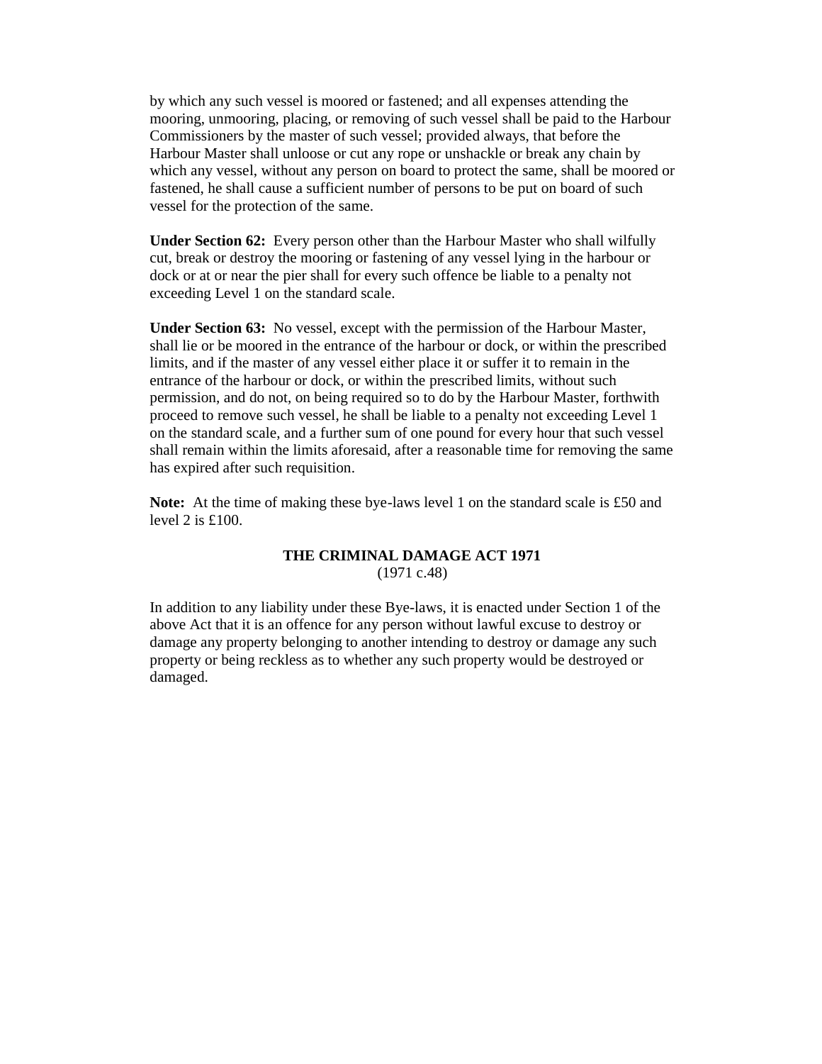by which any such vessel is moored or fastened; and all expenses attending the mooring, unmooring, placing, or removing of such vessel shall be paid to the Harbour Commissioners by the master of such vessel; provided always, that before the Harbour Master shall unloose or cut any rope or unshackle or break any chain by which any vessel, without any person on board to protect the same, shall be moored or fastened, he shall cause a sufficient number of persons to be put on board of such vessel for the protection of the same.

**Under Section 62:** Every person other than the Harbour Master who shall wilfully cut, break or destroy the mooring or fastening of any vessel lying in the harbour or dock or at or near the pier shall for every such offence be liable to a penalty not exceeding Level 1 on the standard scale.

**Under Section 63:** No vessel, except with the permission of the Harbour Master, shall lie or be moored in the entrance of the harbour or dock, or within the prescribed limits, and if the master of any vessel either place it or suffer it to remain in the entrance of the harbour or dock, or within the prescribed limits, without such permission, and do not, on being required so to do by the Harbour Master, forthwith proceed to remove such vessel, he shall be liable to a penalty not exceeding Level 1 on the standard scale, and a further sum of one pound for every hour that such vessel shall remain within the limits aforesaid, after a reasonable time for removing the same has expired after such requisition.

**Note:** At the time of making these bye-laws level 1 on the standard scale is £50 and level 2 is £100.

## THE CRIMINAL DAMAGE ACT 1971

(1971 c.48)

In addition to any liability under these Bye-laws, it is enacted under Section 1 of the above Act that it is an offence for any person without lawful excuse to destroy or damage any property belonging to another intending to destroy or damage any such property or being reckless as to whether any such property would be destroyed or damaged.